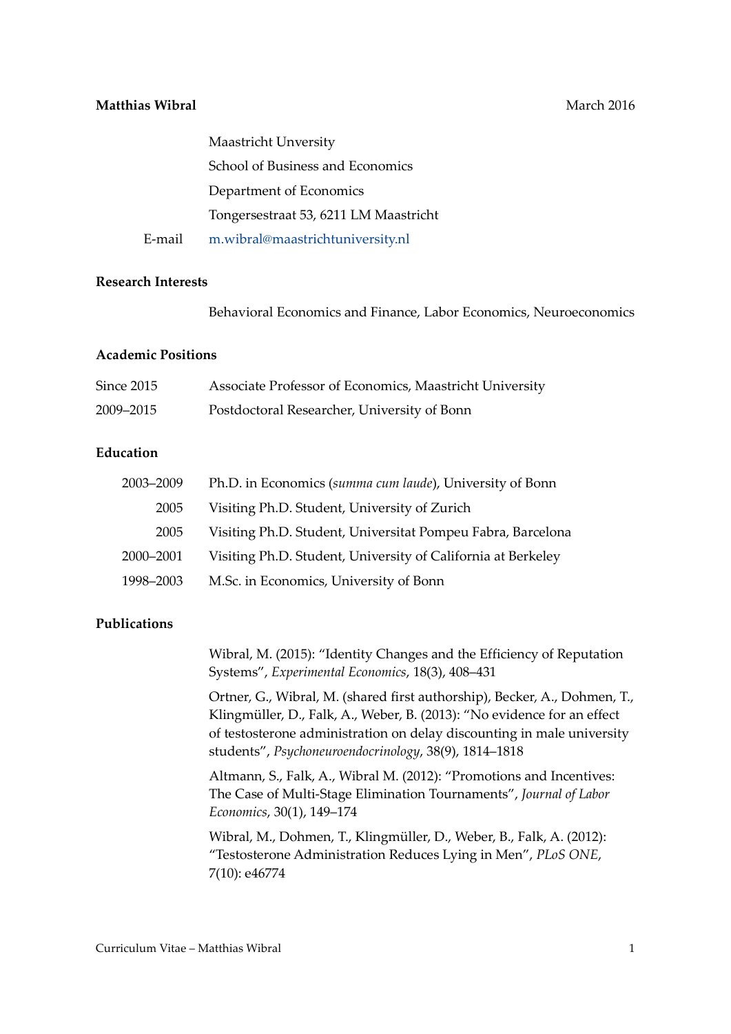**Matthias Wibral** March 2016

Maastricht Unversity
School of Business and Economics
Department of Economics
Tongersestraat 53, 6211 LM Maastricht
E-mail m.wibral@maastrichtuniversity.nl

## Research Interests

Behavioral Economics and Finance, Labor Economics, Neuroeconomics

## Academic Positions

| | |
|---|---|
| Since 2015 | Associate Professor of Economics, Maastricht University |
| 2009–2015 | Postdoctoral Researcher, University of Bonn |

## Education

| | |
|---|---|
| 2003–2009 | Ph.D. in Economics (*summa cum laude*), University of Bonn |
| 2005 | Visiting Ph.D. Student, University of Zurich |
| 2005 | Visiting Ph.D. Student, Universitat Pompeu Fabra, Barcelona |
| 2000–2001 | Visiting Ph.D. Student, University of California at Berkeley |
| 1998–2003 | M.Sc. in Economics, University of Bonn |

## Publications

Wibral, M. (2015): "Identity Changes and the Efficiency of Reputation Systems", *Experimental Economics*, 18(3), 408–431

Ortner, G., Wibral, M. (shared first authorship), Becker, A., Dohmen, T., Klingmüller, D., Falk, A., Weber, B. (2013): "No evidence for an effect of testosterone administration on delay discounting in male university students", *Psychoneuroendocrinology*, 38(9), 1814–1818

Altmann, S., Falk, A., Wibral M. (2012): "Promotions and Incentives: The Case of Multi-Stage Elimination Tournaments", *Journal of Labor Economics*, 30(1), 149–174

Wibral, M., Dohmen, T., Klingmüller, D., Weber, B., Falk, A. (2012): "Testosterone Administration Reduces Lying in Men", *PLoS ONE*, 7(10): e46774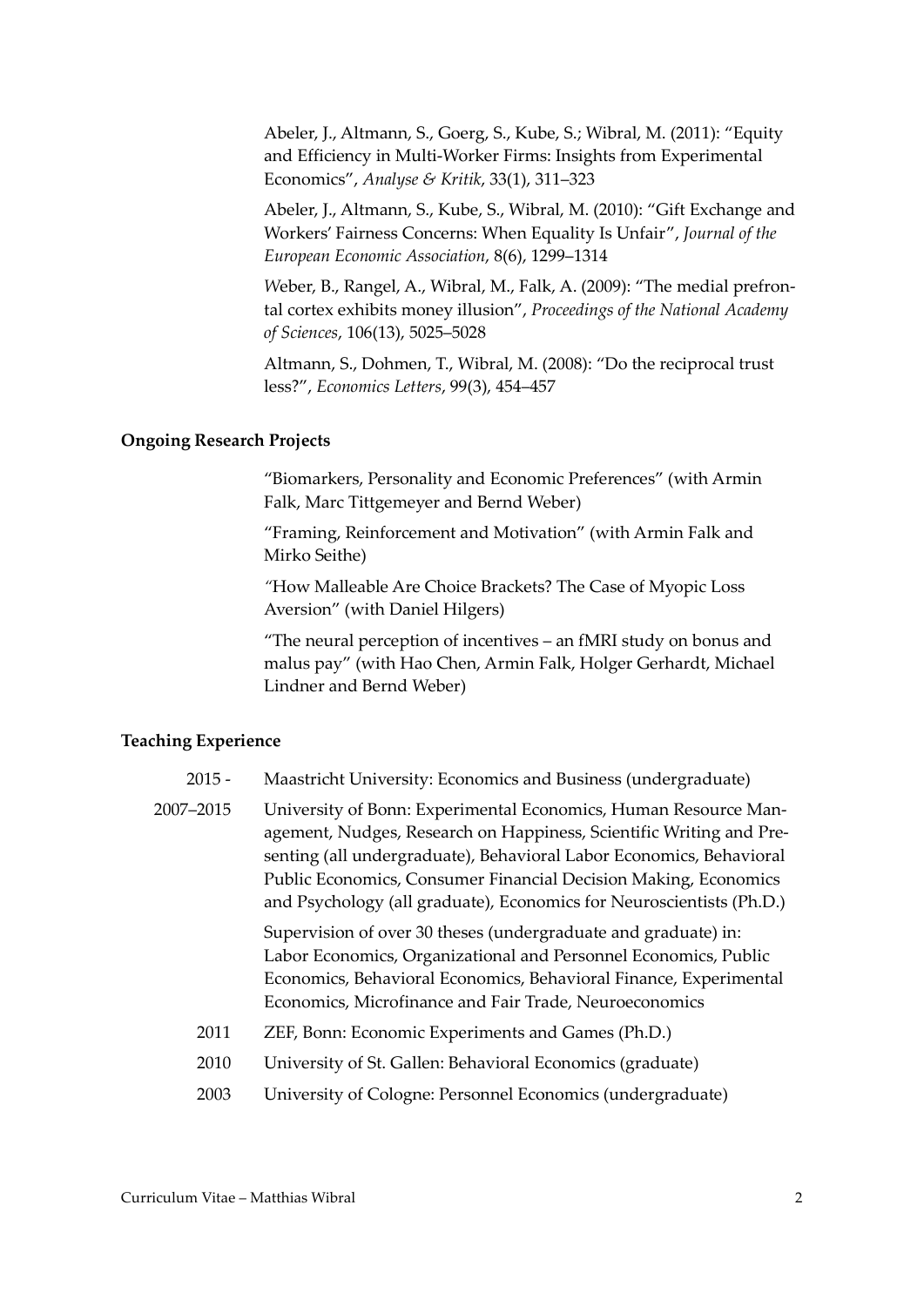Abeler, J., Altmann, S., Goerg, S., Kube, S.; Wibral, M. (2011): "Equity and Efficiency in Multi-Worker Firms: Insights from Experimental Economics", *Analyse & Kritik*, 33(1), 311–323

Abeler, J., Altmann, S., Kube, S., Wibral, M. (2010): "Gift Exchange and Workers' Fairness Concerns: When Equality Is Unfair", *Journal of the European Economic Association*, 8(6), 1299–1314

Weber, B., Rangel, A., Wibral, M., Falk, A. (2009): "The medial prefrontal cortex exhibits money illusion", *Proceedings of the National Academy of Sciences*, 106(13), 5025–5028

Altmann, S., Dohmen, T., Wibral, M. (2008): "Do the reciprocal trust less?", *Economics Letters*, 99(3), 454–457

### Ongoing Research Projects

"Biomarkers, Personality and Economic Preferences" (with Armin Falk, Marc Tittgemeyer and Bernd Weber)

"Framing, Reinforcement and Motivation" (with Armin Falk and Mirko Seithe)

"How Malleable Are Choice Brackets? The Case of Myopic Loss Aversion" (with Daniel Hilgers)

"The neural perception of incentives – an fMRI study on bonus and malus pay" (with Hao Chen, Armin Falk, Holger Gerhardt, Michael Lindner and Bernd Weber)

### Teaching Experience

2015 - Maastricht University: Economics and Business (undergraduate)

2007–2015 University of Bonn: Experimental Economics, Human Resource Management, Nudges, Research on Happiness, Scientific Writing and Presenting (all undergraduate), Behavioral Labor Economics, Behavioral Public Economics, Consumer Financial Decision Making, Economics and Psychology (all graduate), Economics for Neuroscientists (Ph.D.)

Supervision of over 30 theses (undergraduate and graduate) in: Labor Economics, Organizational and Personnel Economics, Public Economics, Behavioral Economics, Behavioral Finance, Experimental Economics, Microfinance and Fair Trade, Neuroeconomics

2011 ZEF, Bonn: Economic Experiments and Games (Ph.D.)

2010 University of St. Gallen: Behavioral Economics (graduate)

2003 University of Cologne: Personnel Economics (undergraduate)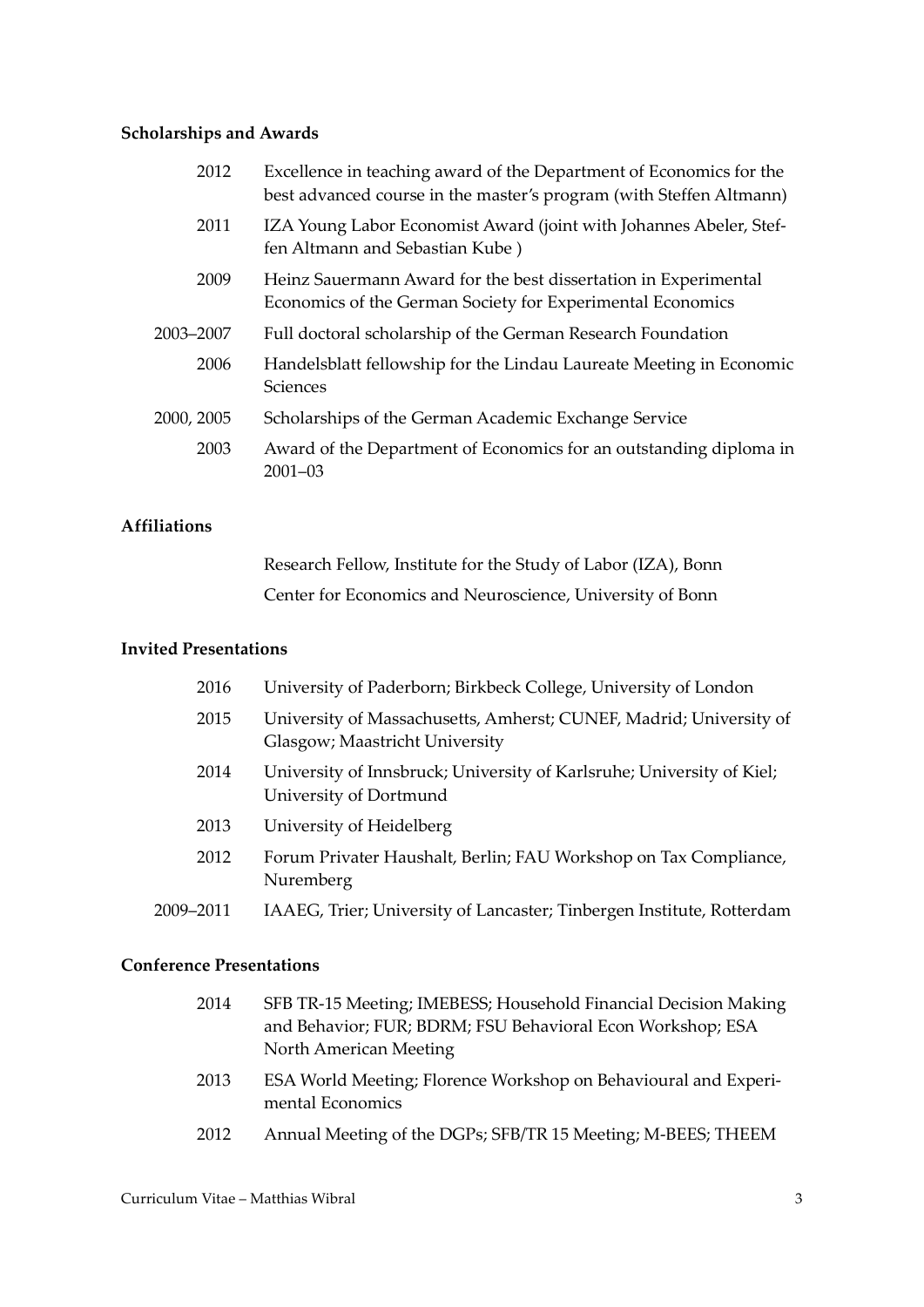### Scholarships and Awards

| | |
|---|---|
| 2012 | Excellence in teaching award of the Department of Economics for the best advanced course in the master's program (with Steffen Altmann) |
| 2011 | IZA Young Labor Economist Award (joint with Johannes Abeler, Steffen Altmann and Sebastian Kube ) |
| 2009 | Heinz Sauermann Award for the best dissertation in Experimental Economics of the German Society for Experimental Economics |
| 2003–2007 | Full doctoral scholarship of the German Research Foundation |
| 2006 | Handelsblatt fellowship for the Lindau Laureate Meeting in Economic Sciences |
| 2000, 2005 | Scholarships of the German Academic Exchange Service |
| 2003 | Award of the Department of Economics for an outstanding diploma in 2001–03 |

### Affiliations

Research Fellow, Institute for the Study of Labor (IZA), Bonn

Center for Economics and Neuroscience, University of Bonn

### Invited Presentations

| | |
|---|---|
| 2016 | University of Paderborn; Birkbeck College, University of London |
| 2015 | University of Massachusetts, Amherst; CUNEF, Madrid; University of Glasgow; Maastricht University |
| 2014 | University of Innsbruck; University of Karlsruhe; University of Kiel; University of Dortmund |
| 2013 | University of Heidelberg |
| 2012 | Forum Privater Haushalt, Berlin; FAU Workshop on Tax Compliance, Nuremberg |
| 2009–2011 | IAAEG, Trier; University of Lancaster; Tinbergen Institute, Rotterdam |

### Conference Presentations

| | |
|---|---|
| 2014 | SFB TR-15 Meeting; IMEBESS; Household Financial Decision Making and Behavior; FUR; BDRM; FSU Behavioral Econ Workshop; ESA North American Meeting |
| 2013 | ESA World Meeting; Florence Workshop on Behavioural and Experimental Economics |
| 2012 | Annual Meeting of the DGPs; SFB/TR 15 Meeting; M-BEES; THEEM |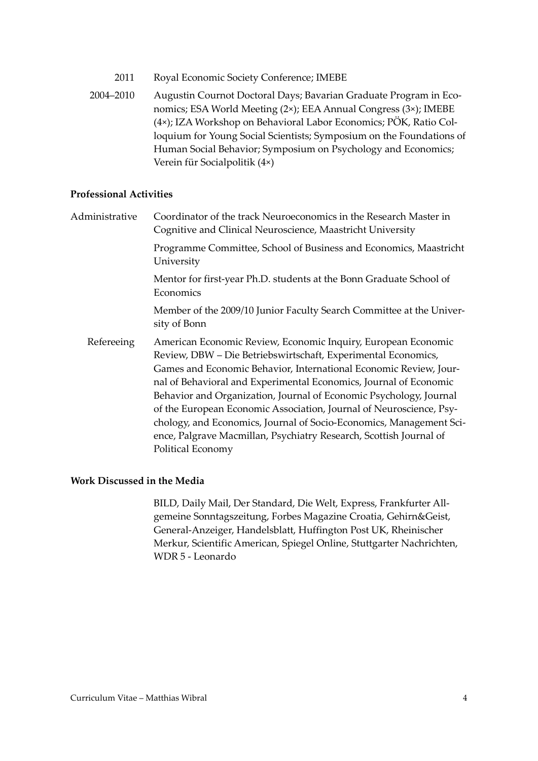| | |
|---|---|
| 2011 | Royal Economic Society Conference; IMEBE |
| 2004–2010 | Augustin Cournot Doctoral Days; Bavarian Graduate Program in Economics; ESA World Meeting (2×); EEA Annual Congress (3×); IMEBE (4×); IZA Workshop on Behavioral Labor Economics; PÖK, Ratio Colloquium for Young Social Scientists; Symposium on the Foundations of Human Social Behavior; Symposium on Psychology and Economics; Verein für Socialpolitik (4×) |

### Professional Activities

| | |
|---|---|
| Administrative | Coordinator of the track Neuroeconomics in the Research Master in Cognitive and Clinical Neuroscience, Maastricht University |
| | Programme Committee, School of Business and Economics, Maastricht University |
| | Mentor for first-year Ph.D. students at the Bonn Graduate School of Economics |
| | Member of the 2009/10 Junior Faculty Search Committee at the University of Bonn |
| Refereeing | American Economic Review, Economic Inquiry, European Economic Review, DBW – Die Betriebswirtschaft, Experimental Economics, Games and Economic Behavior, International Economic Review, Journal of Behavioral and Experimental Economics, Journal of Economic Behavior and Organization, Journal of Economic Psychology, Journal of the European Economic Association, Journal of Neuroscience, Psychology, and Economics, Journal of Socio-Economics, Management Science, Palgrave Macmillan, Psychiatry Research, Scottish Journal of Political Economy |

### Work Discussed in the Media

BILD, Daily Mail, Der Standard, Die Welt, Express, Frankfurter Allgemeine Sonntagszeitung, Forbes Magazine Croatia, Gehirn&Geist, General-Anzeiger, Handelsblatt, Huffington Post UK, Rheinischer Merkur, Scientific American, Spiegel Online, Stuttgarter Nachrichten, WDR 5 - Leonardo